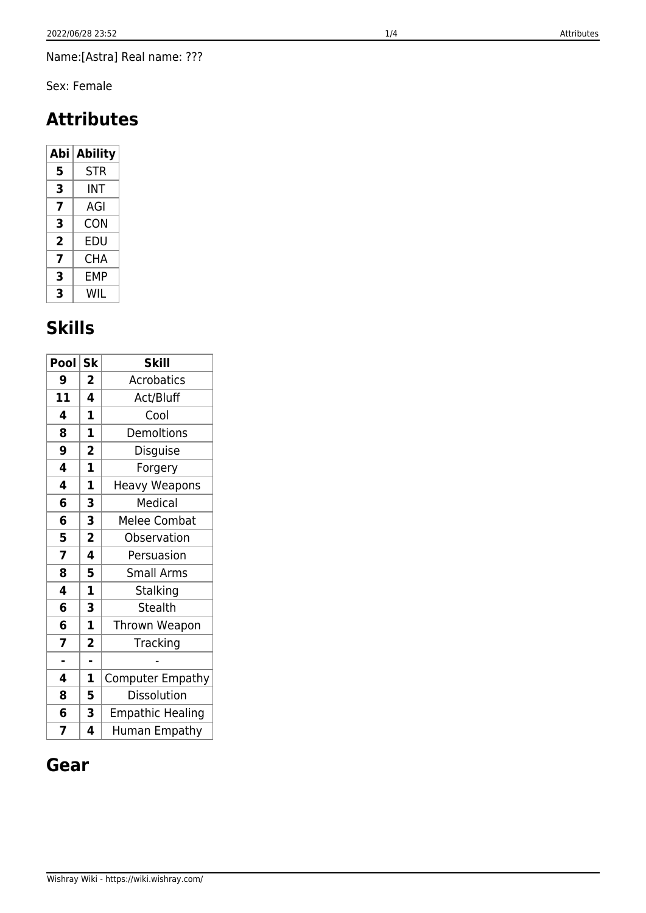Name:[Astra] Real name: ???

Sex: Female

# Attributes

| Abi | Ability |
|---|---|
| **5** | STR |
| **3** | INT |
| **7** | AGI |
| **3** | CON |
| **2** | EDU |
| **7** | CHA |
| **3** | EMP |
| **3** | WIL |

# Skills

| Pool | Sk | Skill |
|---|---|---|
| **9** | **2** | Acrobatics |
| **11** | **4** | Act/Bluff |
| **4** | **1** | Cool |
| **8** | **1** | Demoltions |
| **9** | **2** | Disguise |
| **4** | **1** | Forgery |
| **4** | **1** | Heavy Weapons |
| **6** | **3** | Medical |
| **6** | **3** | Melee Combat |
| **5** | **2** | Observation |
| **7** | **4** | Persuasion |
| **8** | **5** | Small Arms |
| **4** | **1** | Stalking |
| **6** | **3** | Stealth |
| **6** | **1** | Thrown Weapon |
| **7** | **2** | Tracking |
| **-** | **-** | - |
| **4** | **1** | Computer Empathy |
| **8** | **5** | Dissolution |
| **6** | **3** | Empathic Healing |
| **7** | **4** | Human Empathy |

# Gear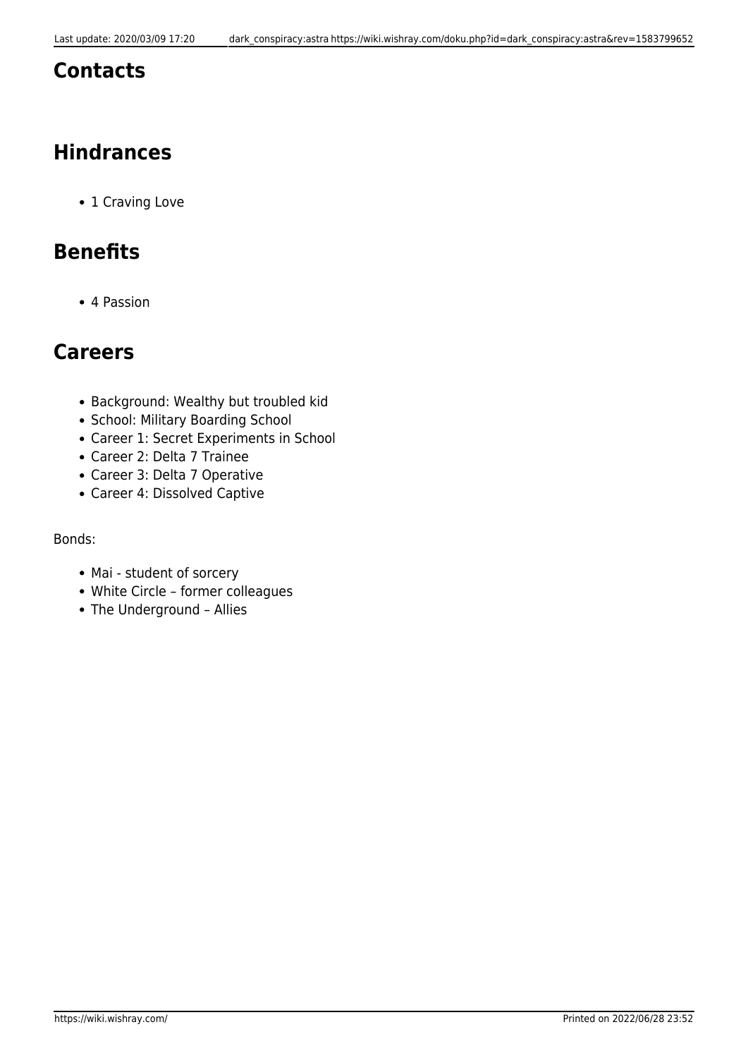## Contacts

## Hindrances

- 1 Craving Love

## Benefits

- 4 Passion

## Careers

- Background: Wealthy but troubled kid
- School: Military Boarding School
- Career 1: Secret Experiments in School
- Career 2: Delta 7 Trainee
- Career 3: Delta 7 Operative
- Career 4: Dissolved Captive

Bonds:

- Mai - student of sorcery
- White Circle – former colleagues
- The Underground – Allies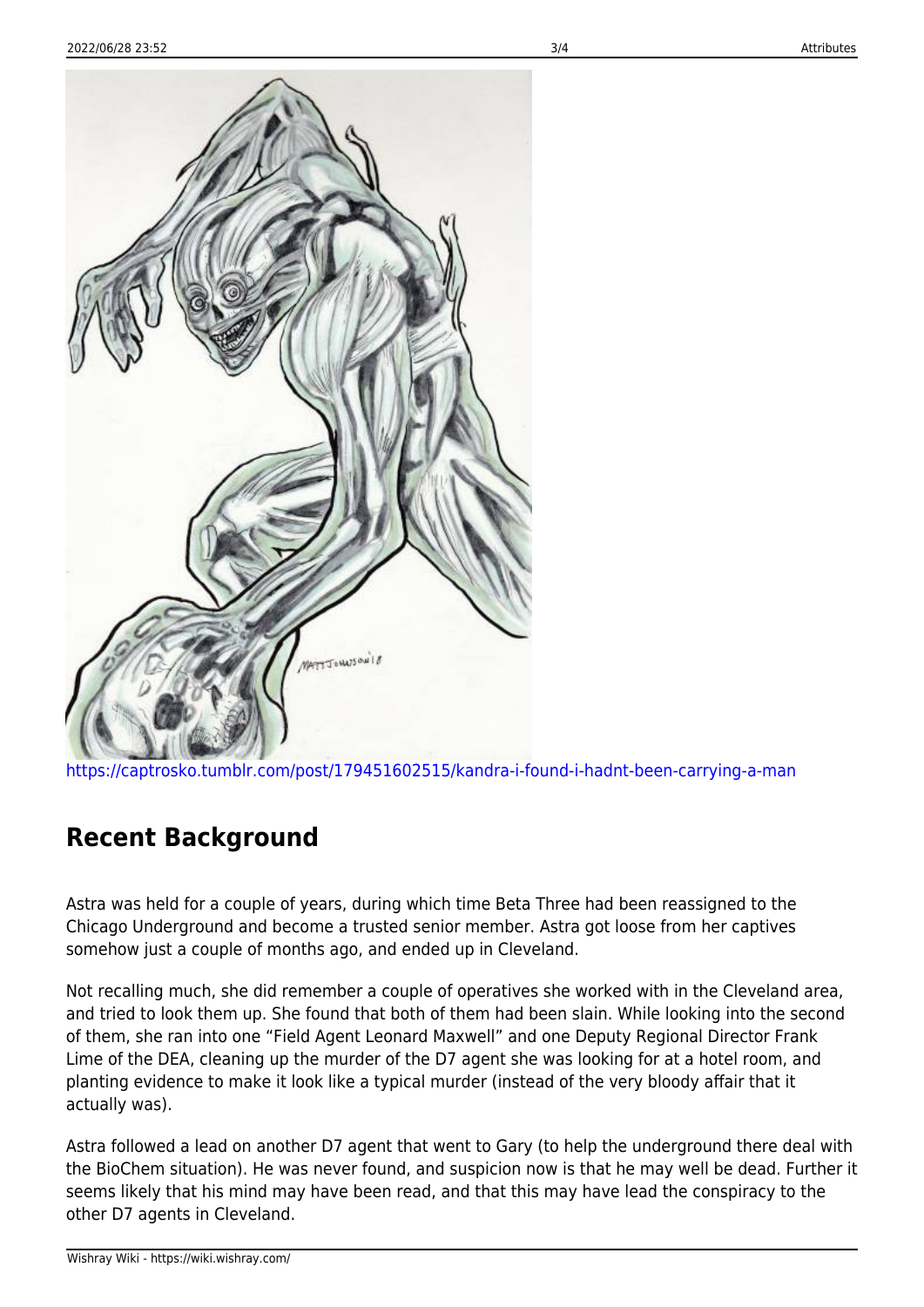https://captrosko.tumblr.com/post/179451602515/kandra-i-found-i-hadnt-been-carrying-a-man

## Recent Background

Astra was held for a couple of years, during which time Beta Three had been reassigned to the Chicago Underground and become a trusted senior member. Astra got loose from her captives somehow just a couple of months ago, and ended up in Cleveland.

Not recalling much, she did remember a couple of operatives she worked with in the Cleveland area, and tried to look them up. She found that both of them had been slain. While looking into the second of them, she ran into one "Field Agent Leonard Maxwell" and one Deputy Regional Director Frank Lime of the DEA, cleaning up the murder of the D7 agent she was looking for at a hotel room, and planting evidence to make it look like a typical murder (instead of the very bloody affair that it actually was).

Astra followed a lead on another D7 agent that went to Gary (to help the underground there deal with the BioChem situation). He was never found, and suspicion now is that he may well be dead. Further it seems likely that his mind may have been read, and that this may have lead the conspiracy to the other D7 agents in Cleveland.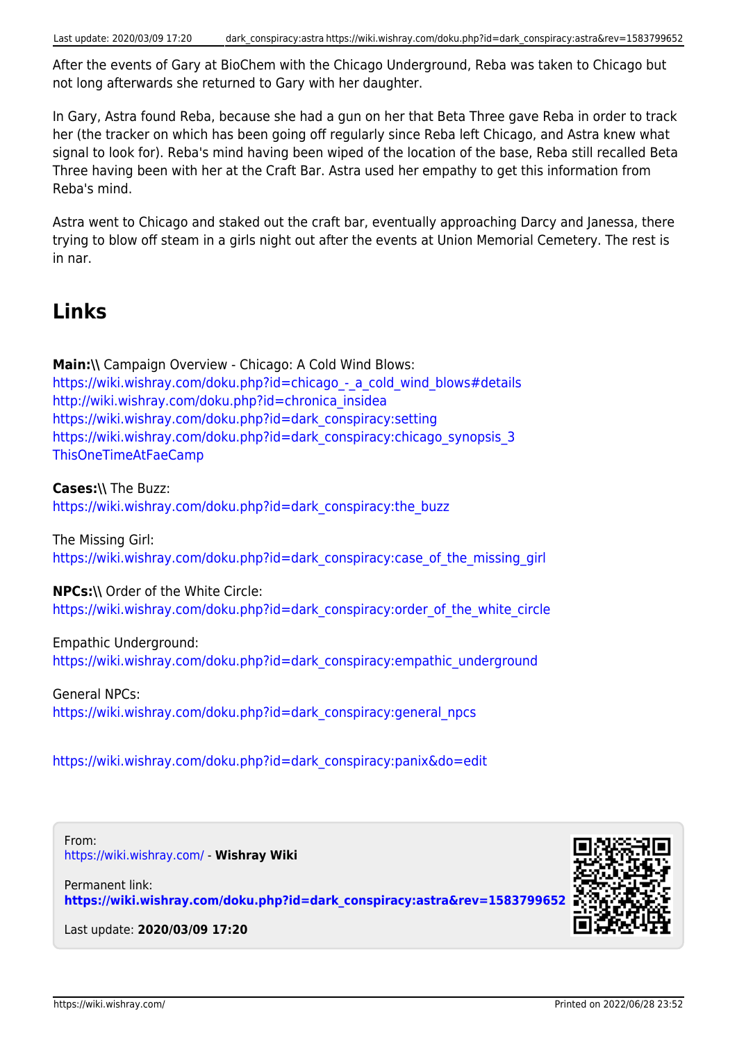After the events of Gary at BioChem with the Chicago Underground, Reba was taken to Chicago but not long afterwards she returned to Gary with her daughter.

In Gary, Astra found Reba, because she had a gun on her that Beta Three gave Reba in order to track her (the tracker on which has been going off regularly since Reba left Chicago, and Astra knew what signal to look for). Reba's mind having been wiped of the location of the base, Reba still recalled Beta Three having been with her at the Craft Bar. Astra used her empathy to get this information from Reba's mind.

Astra went to Chicago and staked out the craft bar, eventually approaching Darcy and Janessa, there trying to blow off steam in a girls night out after the events at Union Memorial Cemetery. The rest is in nar.

## Links

**Main:\\** Campaign Overview - Chicago: A Cold Wind Blows:
https://wiki.wishray.com/doku.php?id=chicago_-_a_cold_wind_blows#details
http://wiki.wishray.com/doku.php?id=chronica_insidea
https://wiki.wishray.com/doku.php?id=dark_conspiracy:setting
https://wiki.wishray.com/doku.php?id=dark_conspiracy:chicago_synopsis_3
ThisOneTimeAtFaeCamp

**Cases:\\** The Buzz:
https://wiki.wishray.com/doku.php?id=dark_conspiracy:the_buzz

The Missing Girl:
https://wiki.wishray.com/doku.php?id=dark_conspiracy:case_of_the_missing_girl

**NPCs:\\** Order of the White Circle:
https://wiki.wishray.com/doku.php?id=dark_conspiracy:order_of_the_white_circle

Empathic Underground:
https://wiki.wishray.com/doku.php?id=dark_conspiracy:empathic_underground

General NPCs:
https://wiki.wishray.com/doku.php?id=dark_conspiracy:general_npcs

https://wiki.wishray.com/doku.php?id=dark_conspiracy:panix&do=edit

From:
https://wiki.wishray.com/ - **Wishray Wiki**

Permanent link:
**https://wiki.wishray.com/doku.php?id=dark_conspiracy:astra&rev=1583799652**

Last update: **2020/03/09 17:20**